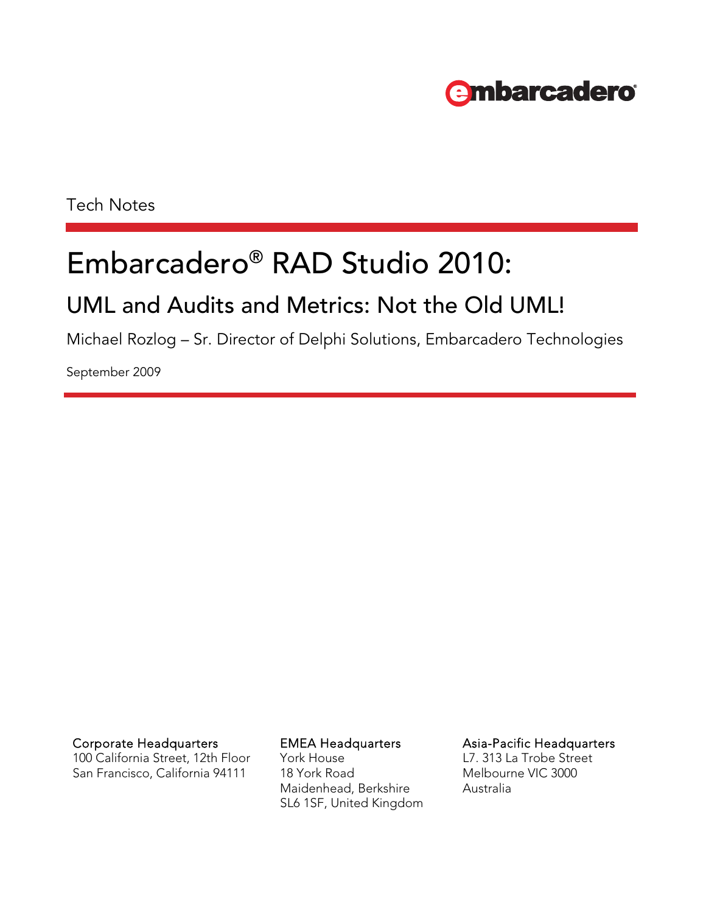embarcadero

Tech Notes

# Embarcadero® RAD Studio 2010:

## UML and Audits and Metrics: Not the Old UML!

Michael Rozlog – Sr. Director of Delphi Solutions, Embarcadero Technologies

September 2009

**Corporate Headquarters**
100 California Street, 12th Floor
San Francisco, California 94111

**EMEA Headquarters**
York House
18 York Road
Maidenhead, Berkshire
SL6 1SF, United Kingdom

**Asia-Pacific Headquarters**
L7. 313 La Trobe Street
Melbourne VIC 3000
Australia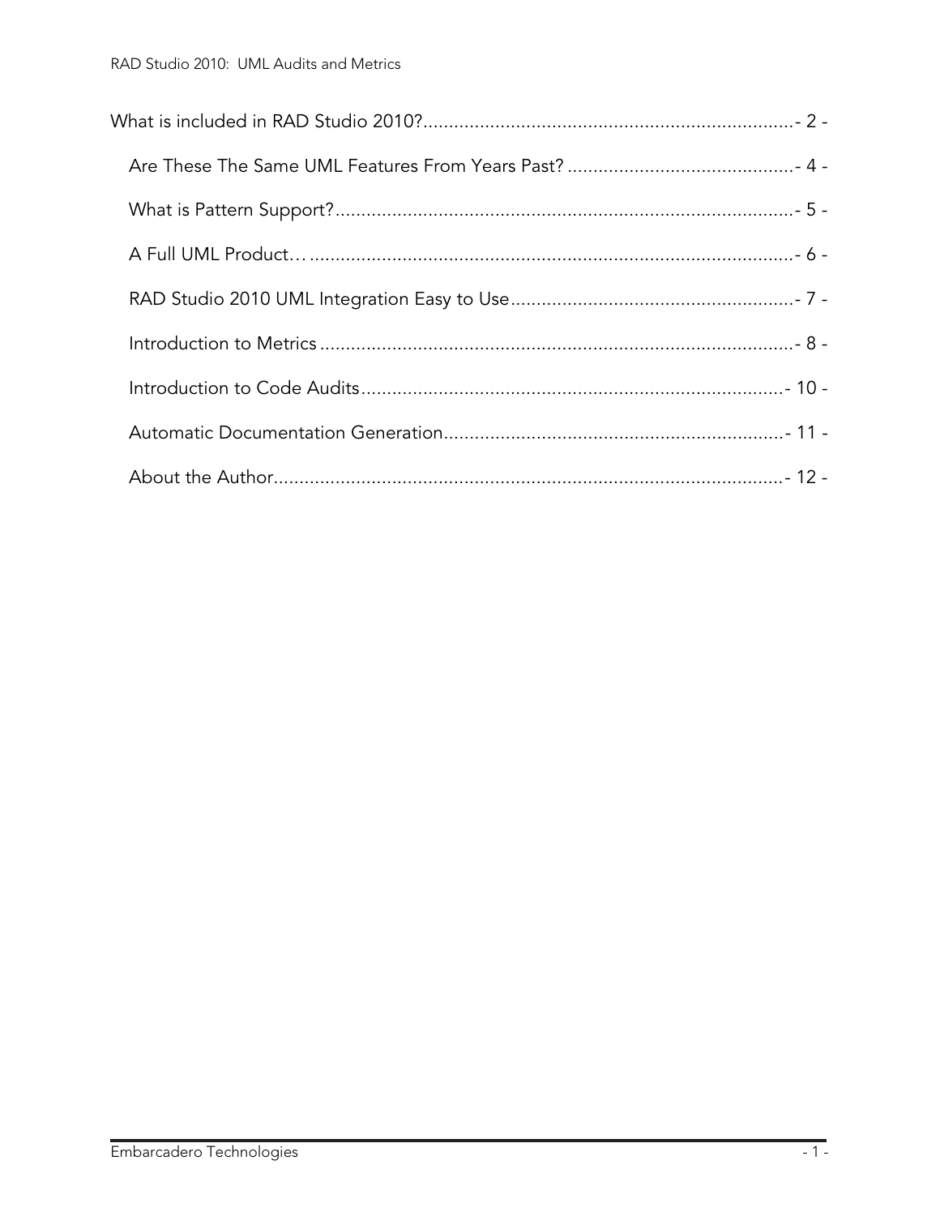What is included in RAD Studio 2010? - 2 -

- Are These The Same UML Features From Years Past? - 4 -
- What is Pattern Support? - 5 -
- A Full UML Product… - 6 -
- RAD Studio 2010 UML Integration Easy to Use - 7 -
- Introduction to Metrics - 8 -
- Introduction to Code Audits - 10 -
- Automatic Documentation Generation - 11 -
- About the Author - 12 -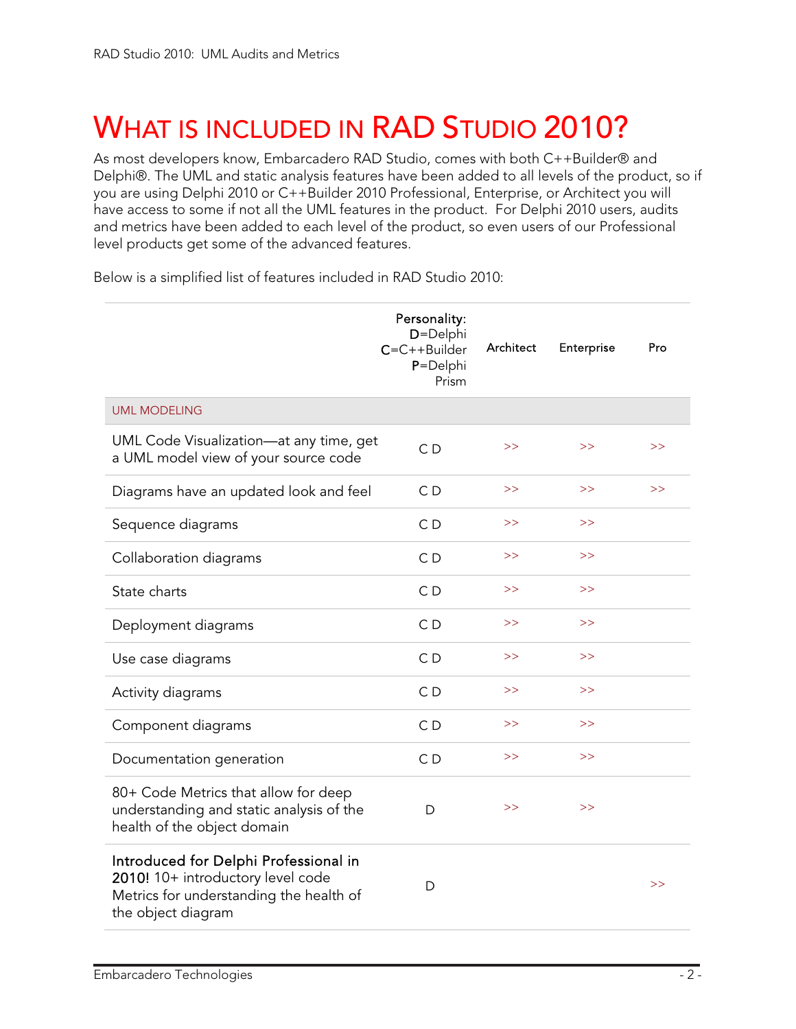# WHAT IS INCLUDED IN RAD STUDIO 2010?

As most developers know, Embarcadero RAD Studio, comes with both C++Builder® and Delphi®. The UML and static analysis features have been added to all levels of the product, so if you are using Delphi 2010 or C++Builder 2010 Professional, Enterprise, or Architect you will have access to some if not all the UML features in the product. For Delphi 2010 users, audits and metrics have been added to each level of the product, so even users of our Professional level products get some of the advanced features.

Below is a simplified list of features included in RAD Studio 2010:

| | Personality: D=Delphi C=C++Builder P=Delphi Prism | Architect | Enterprise | Pro |
|---|---|---|---|---|
| UML MODELING | | | | |
| UML Code Visualization—at any time, get a UML model view of your source code | C D | >> | >> | >> |
| Diagrams have an updated look and feel | C D | >> | >> | >> |
| Sequence diagrams | C D | >> | >> | |
| Collaboration diagrams | C D | >> | >> | |
| State charts | C D | >> | >> | |
| Deployment diagrams | C D | >> | >> | |
| Use case diagrams | C D | >> | >> | |
| Activity diagrams | C D | >> | >> | |
| Component diagrams | C D | >> | >> | |
| Documentation generation | C D | >> | >> | |
| 80+ Code Metrics that allow for deep understanding and static analysis of the health of the object domain | D | >> | >> | |
| **Introduced for Delphi Professional in 2010!** 10+ introductory level code Metrics for understanding the health of the object diagram | D | | | >> |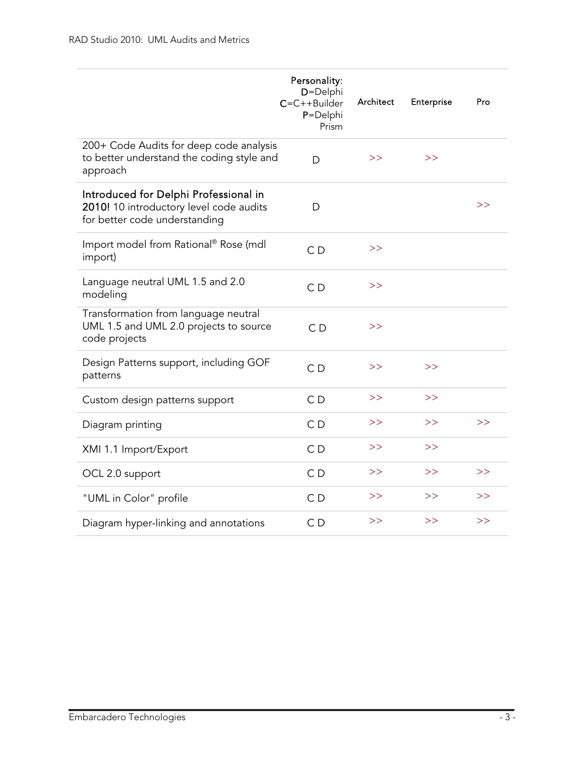| | Personality: D=Delphi C=C++Builder P=Delphi Prism | Architect | Enterprise | Pro |
|---|---|---|---|---|
| 200+ Code Audits for deep code analysis to better understand the coding style and approach | D | >> | >> | |
| **Introduced for Delphi Professional in 2010!** 10 introductory level code audits for better code understanding | D | | | >> |
| Import model from Rational® Rose (mdl import) | C D | >> | | |
| Language neutral UML 1.5 and 2.0 modeling | C D | >> | | |
| Transformation from language neutral UML 1.5 and UML 2.0 projects to source code projects | C D | >> | | |
| Design Patterns support, including GOF patterns | C D | >> | >> | |
| Custom design patterns support | C D | >> | >> | |
| Diagram printing | C D | >> | >> | >> |
| XMI 1.1 Import/Export | C D | >> | >> | |
| OCL 2.0 support | C D | >> | >> | >> |
| "UML in Color" profile | C D | >> | >> | >> |
| Diagram hyper-linking and annotations | C D | >> | >> | >> |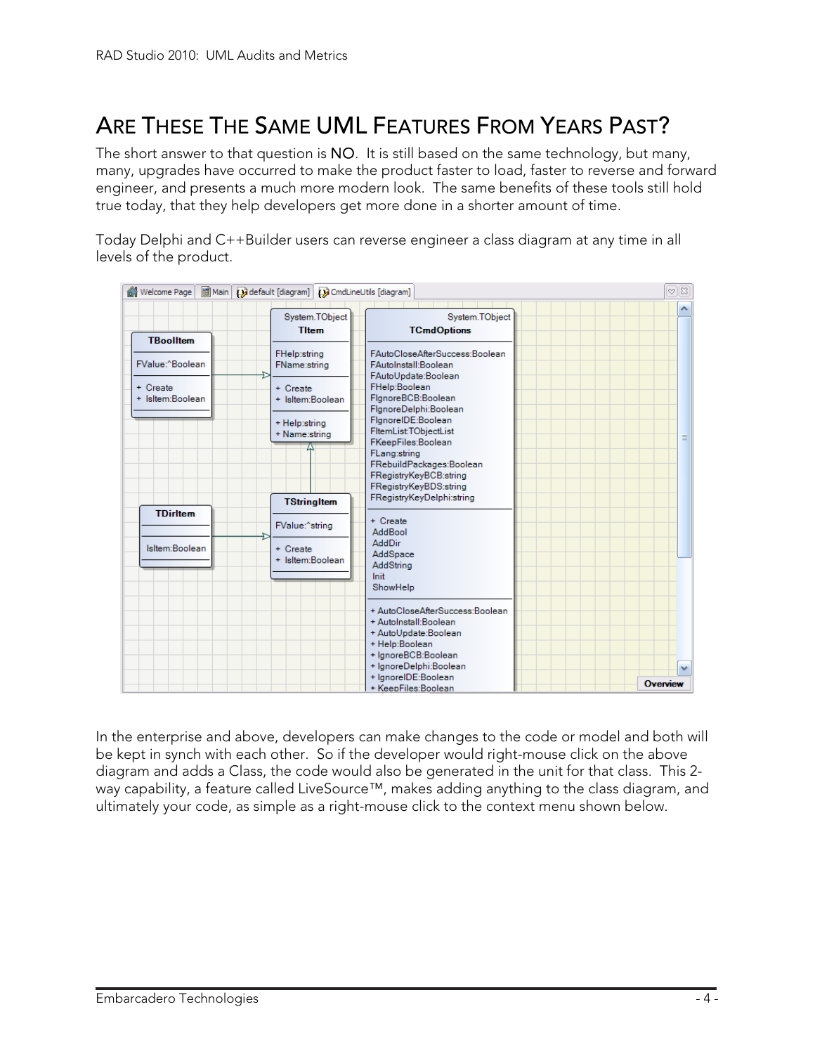# ARE THESE THE SAME UML FEATURES FROM YEARS PAST?

The short answer to that question is NO. It is still based on the same technology, but many, many, upgrades have occurred to make the product faster to load, faster to reverse and forward engineer, and presents a much more modern look. The same benefits of these tools still hold true today, that they help developers get more done in a shorter amount of time.

Today Delphi and C++Builder users can reverse engineer a class diagram at any time in all levels of the product.

In the enterprise and above, developers can make changes to the code or model and both will be kept in synch with each other. So if the developer would right-mouse click on the above diagram and adds a Class, the code would also be generated in the unit for that class. This 2-way capability, a feature called LiveSource™, makes adding anything to the class diagram, and ultimately your code, as simple as a right-mouse click to the context menu shown below.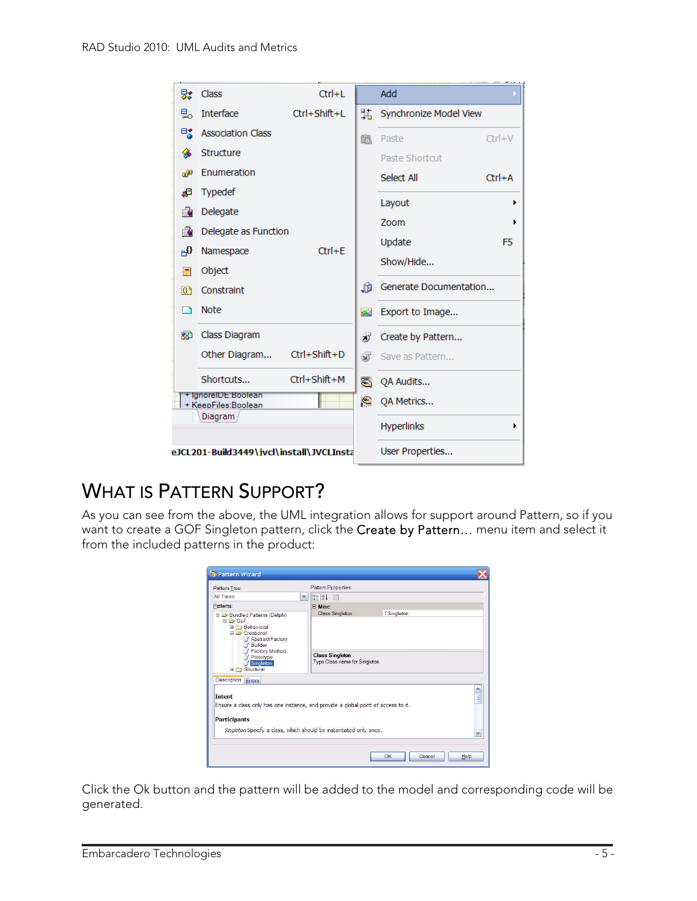## What is Pattern Support?

As you can see from the above, the UML integration allows for support around Pattern, so if you want to create a GOF Singleton pattern, click the Create by Pattern… menu item and select it from the included patterns in the product:

Click the Ok button and the pattern will be added to the model and corresponding code will be generated.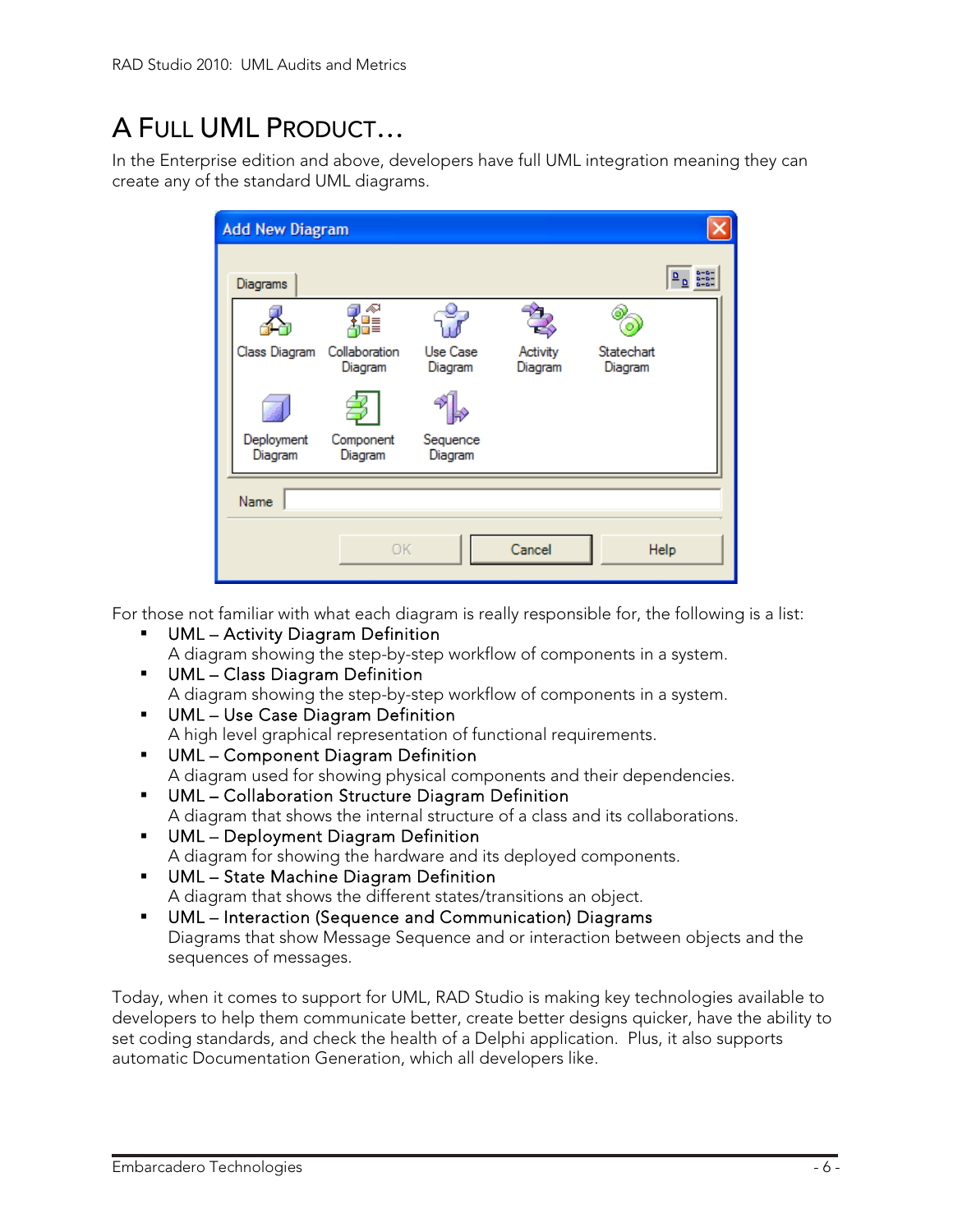# A FULL UML PRODUCT…

In the Enterprise edition and above, developers have full UML integration meaning they can create any of the standard UML diagrams.

For those not familiar with what each diagram is really responsible for, the following is a list:

- UML – Activity Diagram Definition
  A diagram showing the step-by-step workflow of components in a system.
- UML – Class Diagram Definition
  A diagram showing the step-by-step workflow of components in a system.
- UML – Use Case Diagram Definition
  A high level graphical representation of functional requirements.
- UML – Component Diagram Definition
  A diagram used for showing physical components and their dependencies.
- UML – Collaboration Structure Diagram Definition
  A diagram that shows the internal structure of a class and its collaborations.
- UML – Deployment Diagram Definition
  A diagram for showing the hardware and its deployed components.
- UML – State Machine Diagram Definition
  A diagram that shows the different states/transitions an object.
- UML – Interaction (Sequence and Communication) Diagrams
  Diagrams that show Message Sequence and or interaction between objects and the sequences of messages.

Today, when it comes to support for UML, RAD Studio is making key technologies available to developers to help them communicate better, create better designs quicker, have the ability to set coding standards, and check the health of a Delphi application. Plus, it also supports automatic Documentation Generation, which all developers like.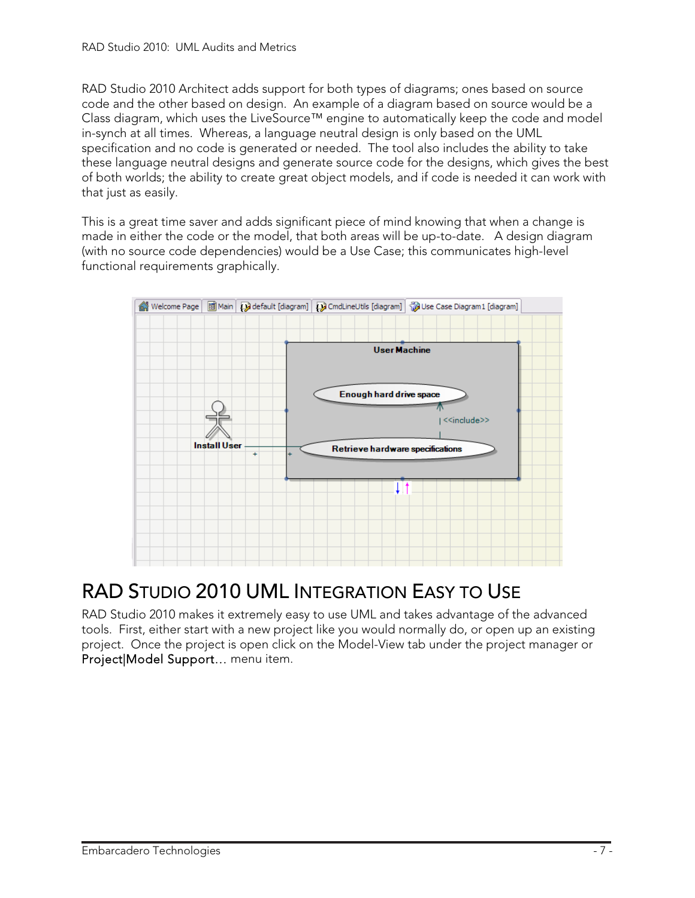RAD Studio 2010 Architect adds support for both types of diagrams; ones based on source code and the other based on design. An example of a diagram based on source would be a Class diagram, which uses the LiveSource™ engine to automatically keep the code and model in-synch at all times. Whereas, a language neutral design is only based on the UML specification and no code is generated or needed. The tool also includes the ability to take these language neutral designs and generate source code for the designs, which gives the best of both worlds; the ability to create great object models, and if code is needed it can work with that just as easily.

This is a great time saver and adds significant piece of mind knowing that when a change is made in either the code or the model, that both areas will be up-to-date. A design diagram (with no source code dependencies) would be a Use Case; this communicates high-level functional requirements graphically.

## RAD Studio 2010 UML Integration Easy to Use

RAD Studio 2010 makes it extremely easy to use UML and takes advantage of the advanced tools. First, either start with a new project like you would normally do, or open up an existing project. Once the project is open click on the Model-View tab under the project manager or **Project|Model Support…** menu item.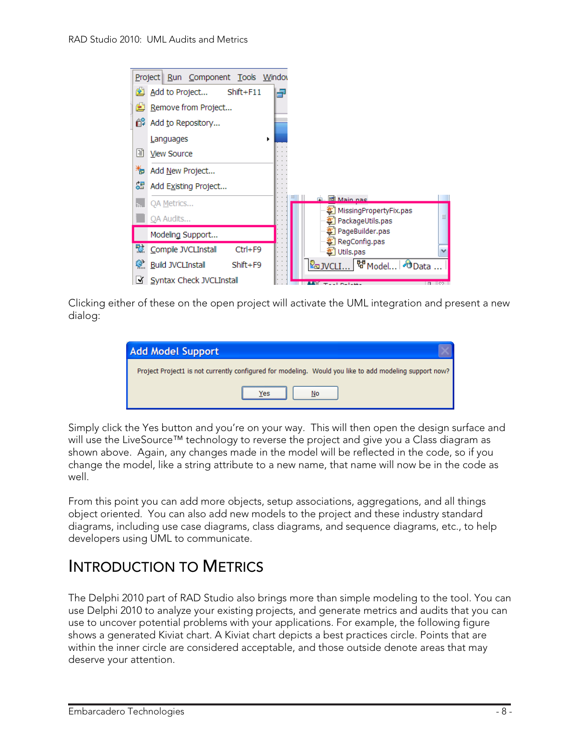Clicking either of these on the open project will activate the UML integration and present a new dialog:

Simply click the Yes button and you're on your way. This will then open the design surface and will use the LiveSource™ technology to reverse the project and give you a Class diagram as shown above. Again, any changes made in the model will be reflected in the code, so if you change the model, like a string attribute to a new name, that name will now be in the code as well.

From this point you can add more objects, setup associations, aggregations, and all things object oriented. You can also add new models to the project and these industry standard diagrams, including use case diagrams, class diagrams, and sequence diagrams, etc., to help developers using UML to communicate.

## Introduction to Metrics

The Delphi 2010 part of RAD Studio also brings more than simple modeling to the tool. You can use Delphi 2010 to analyze your existing projects, and generate metrics and audits that you can use to uncover potential problems with your applications. For example, the following figure shows a generated Kiviat chart. A Kiviat chart depicts a best practices circle. Points that are within the inner circle are considered acceptable, and those outside denote areas that may deserve your attention.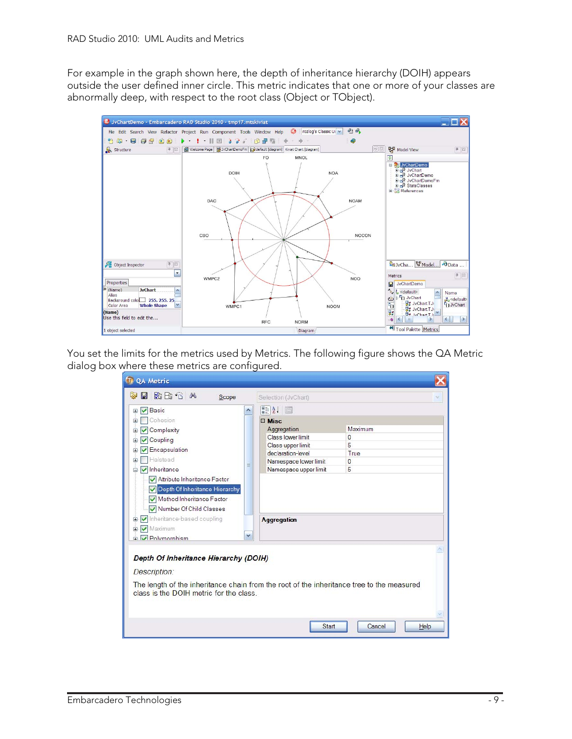For example in the graph shown here, the depth of inheritance hierarchy (DOIH) appears outside the user defined inner circle. This metric indicates that one or more of your classes are abnormally deep, with respect to the root class (Object or TObject).

You set the limits for the metrics used by Metrics. The following figure shows the QA Metric dialog box where these metrics are configured.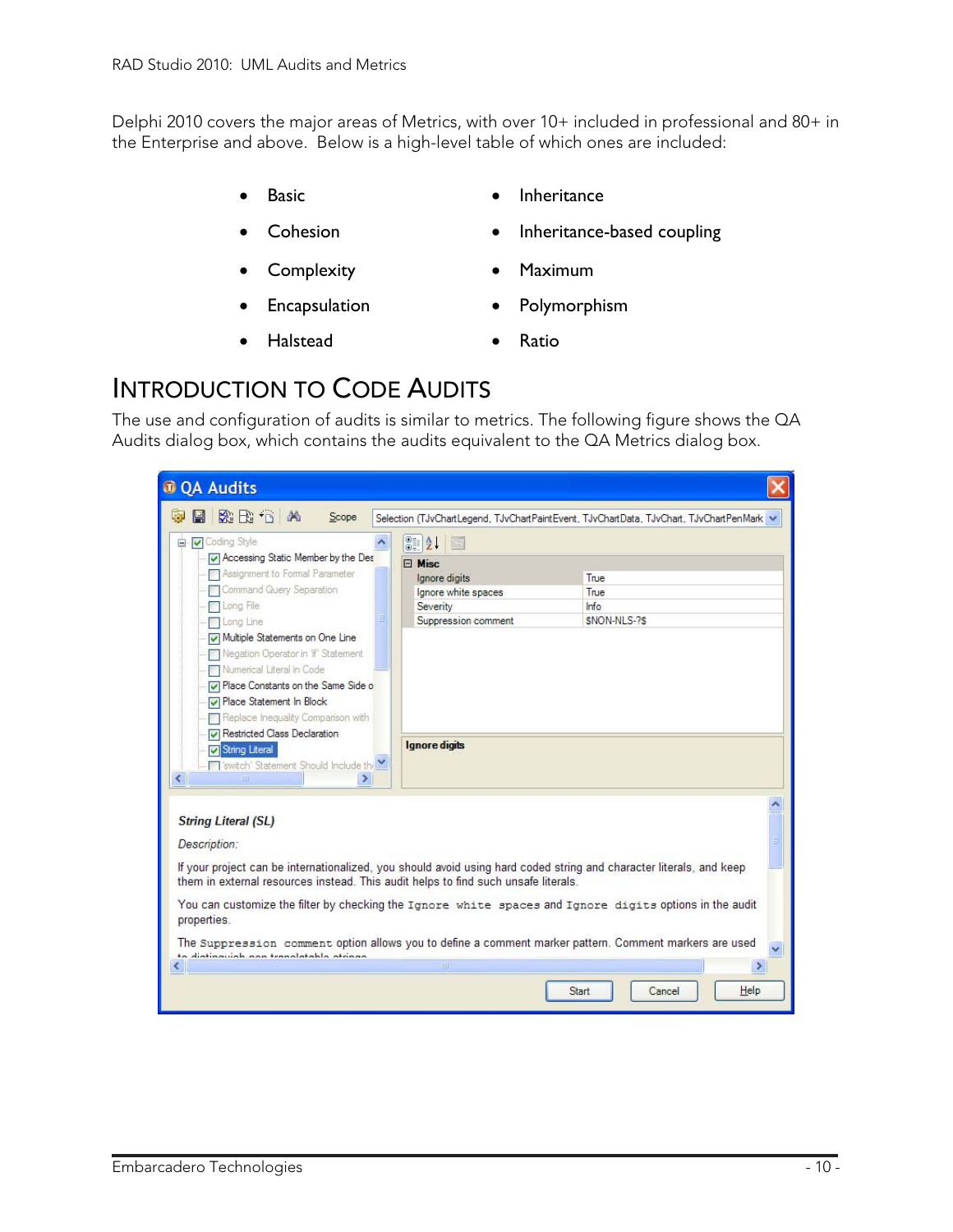Delphi 2010 covers the major areas of Metrics, with over 10+ included in professional and 80+ in the Enterprise and above. Below is a high-level table of which ones are included:

- Basic
- Cohesion
- Complexity
- Encapsulation
- Halstead
- Inheritance
- Inheritance-based coupling
- Maximum
- Polymorphism
- Ratio

# INTRODUCTION TO CODE AUDITS

The use and configuration of audits is similar to metrics. The following figure shows the QA Audits dialog box, which contains the audits equivalent to the QA Metrics dialog box.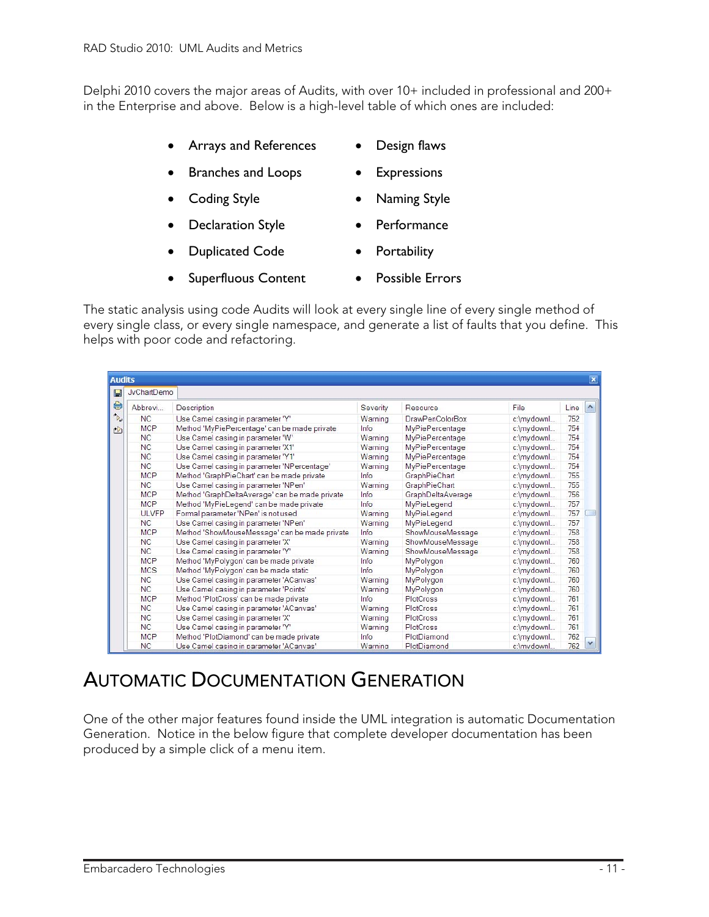Delphi 2010 covers the major areas of Audits, with over 10+ included in professional and 200+ in the Enterprise and above. Below is a high-level table of which ones are included:

- Arrays and References
- Branches and Loops
- Coding Style
- Declaration Style
- Duplicated Code
- Superfluous Content
- Design flaws
- Expressions
- Naming Style
- Performance
- Portability
- Possible Errors

The static analysis using code Audits will look at every single line of every single method of every single class, or every single namespace, and generate a list of faults that you define. This helps with poor code and refactoring.

**Audits** — JvChartDemo

| Abbrevi... | Description | Severity | Resource | File | Line |
|---|---|---|---|---|---|
| NC | Use Camel casing in parameter 'Y' | Warning | DrawPenColorBox | c:\mydownl... | 752 |
| MCP | Method 'MyPiePercentage' can be made private | Info | MyPiePercentage | c:\mydownl... | 754 |
| NC | Use Camel casing in parameter 'W' | Warning | MyPiePercentage | c:\mydownl... | 754 |
| NC | Use Camel casing in parameter 'X1' | Warning | MyPiePercentage | c:\mydownl... | 754 |
| NC | Use Camel casing in parameter 'Y1' | Warning | MyPiePercentage | c:\mydownl... | 754 |
| NC | Use Camel casing in parameter 'NPercentage' | Warning | MyPiePercentage | c:\mydownl... | 754 |
| MCP | Method 'GraphPieChart' can be made private | Info | GraphPieChart | c:\mydownl... | 755 |
| NC | Use Camel casing in parameter 'NPen' | Warning | GraphPieChart | c:\mydownl... | 755 |
| MCP | Method 'GraphDeltaAverage' can be made private | Info | GraphDeltaAverage | c:\mydownl... | 756 |
| MCP | Method 'MyPieLegend' can be made private | Info | MyPieLegend | c:\mydownl... | 757 |
| ULVFP | Formal parameter 'NPen' is not used | Warning | MyPieLegend | c:\mydownl... | 757 |
| NC | Use Camel casing in parameter 'NPen' | Warning | MyPieLegend | c:\mydownl... | 757 |
| MCP | Method 'ShowMouseMessage' can be made private | Info | ShowMouseMessage | c:\mydownl... | 758 |
| NC | Use Camel casing in parameter 'X' | Warning | ShowMouseMessage | c:\mydownl... | 758 |
| NC | Use Camel casing in parameter 'Y' | Warning | ShowMouseMessage | c:\mydownl... | 758 |
| MCP | Method 'MyPolygon' can be made private | Info | MyPolygon | c:\mydownl... | 760 |
| MCS | Method 'MyPolygon' can be made static | Info | MyPolygon | c:\mydownl... | 760 |
| NC | Use Camel casing in parameter 'ACanvas' | Warning | MyPolygon | c:\mydownl... | 760 |
| NC | Use Camel casing in parameter 'Points' | Warning | MyPolygon | c:\mydownl... | 760 |
| MCP | Method 'PlotCross' can be made private | Info | PlotCross | c:\mydownl... | 761 |
| NC | Use Camel casing in parameter 'ACanvas' | Warning | PlotCross | c:\mydownl... | 761 |
| NC | Use Camel casing in parameter 'X' | Warning | PlotCross | c:\mydownl... | 761 |
| NC | Use Camel casing in parameter 'Y' | Warning | PlotCross | c:\mydownl... | 761 |
| MCP | Method 'PlotDiamond' can be made private | Info | PlotDiamond | c:\mydownl... | 762 |
| NC | Use Camel casing in parameter 'ACanvas' | Warning | PlotDiamond | c:\mydownl... | 762 |

# AUTOMATIC DOCUMENTATION GENERATION

One of the other major features found inside the UML integration is automatic Documentation Generation. Notice in the below figure that complete developer documentation has been produced by a simple click of a menu item.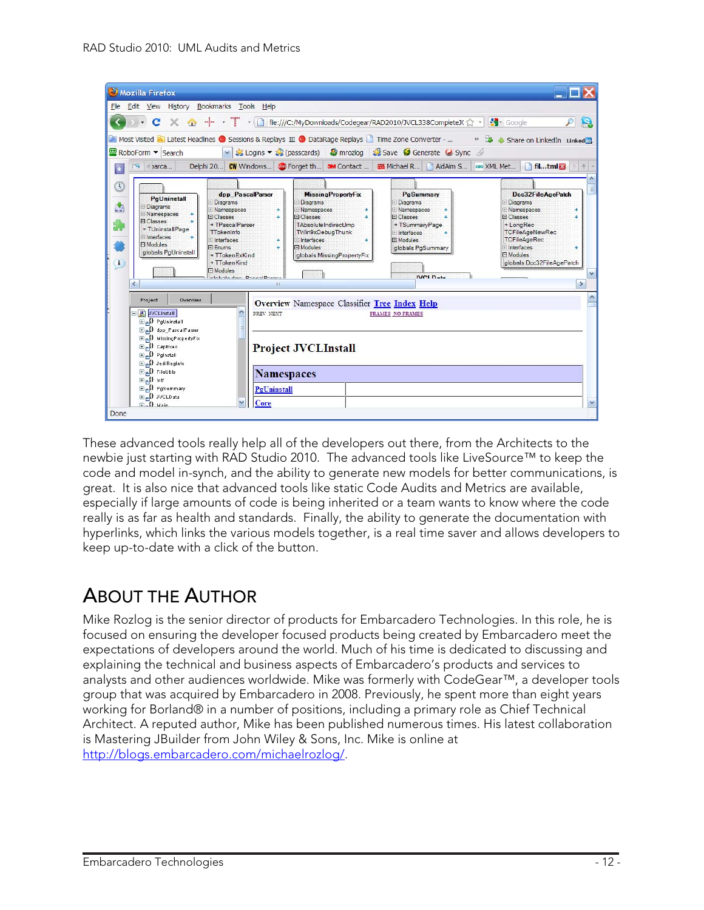These advanced tools really help all of the developers out there, from the Architects to the newbie just starting with RAD Studio 2010. The advanced tools like LiveSource™ to keep the code and model in-synch, and the ability to generate new models for better communications, is great. It is also nice that advanced tools like static Code Audits and Metrics are available, especially if large amounts of code is being inherited or a team wants to know where the code really is as far as health and standards. Finally, the ability to generate the documentation with hyperlinks, which links the various models together, is a real time saver and allows developers to keep up-to-date with a click of the button.

# ABOUT THE AUTHOR

Mike Rozlog is the senior director of products for Embarcadero Technologies. In this role, he is focused on ensuring the developer focused products being created by Embarcadero meet the expectations of developers around the world. Much of his time is dedicated to discussing and explaining the technical and business aspects of Embarcadero's products and services to analysts and other audiences worldwide. Mike was formerly with CodeGear™, a developer tools group that was acquired by Embarcadero in 2008. Previously, he spent more than eight years working for Borland® in a number of positions, including a primary role as Chief Technical Architect. A reputed author, Mike has been published numerous times. His latest collaboration is Mastering JBuilder from John Wiley & Sons, Inc. Mike is online at http://blogs.embarcadero.com/michaelrozlog/.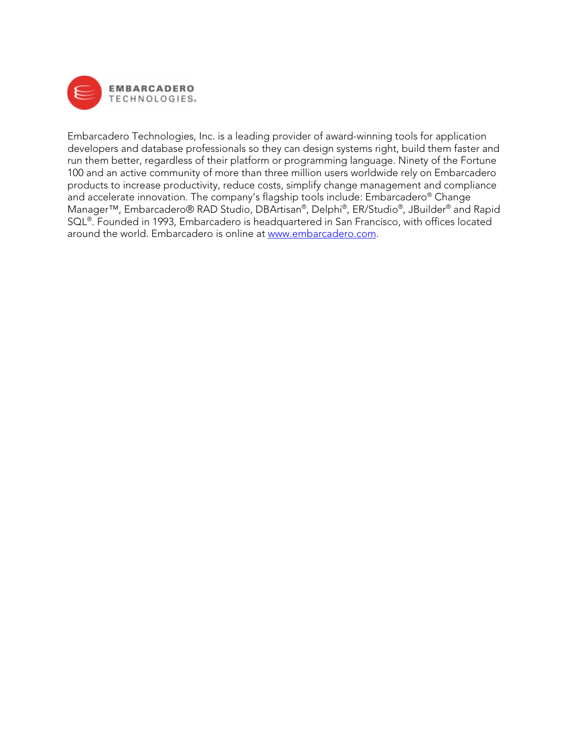EMBARCADERO TECHNOLOGIES

Embarcadero Technologies, Inc. is a leading provider of award-winning tools for application developers and database professionals so they can design systems right, build them faster and run them better, regardless of their platform or programming language. Ninety of the Fortune 100 and an active community of more than three million users worldwide rely on Embarcadero products to increase productivity, reduce costs, simplify change management and compliance and accelerate innovation. The company's flagship tools include: Embarcadero® Change Manager™, Embarcadero® RAD Studio, DBArtisan®, Delphi®, ER/Studio®, JBuilder® and Rapid SQL®. Founded in 1993, Embarcadero is headquartered in San Francisco, with offices located around the world. Embarcadero is online at www.embarcadero.com.